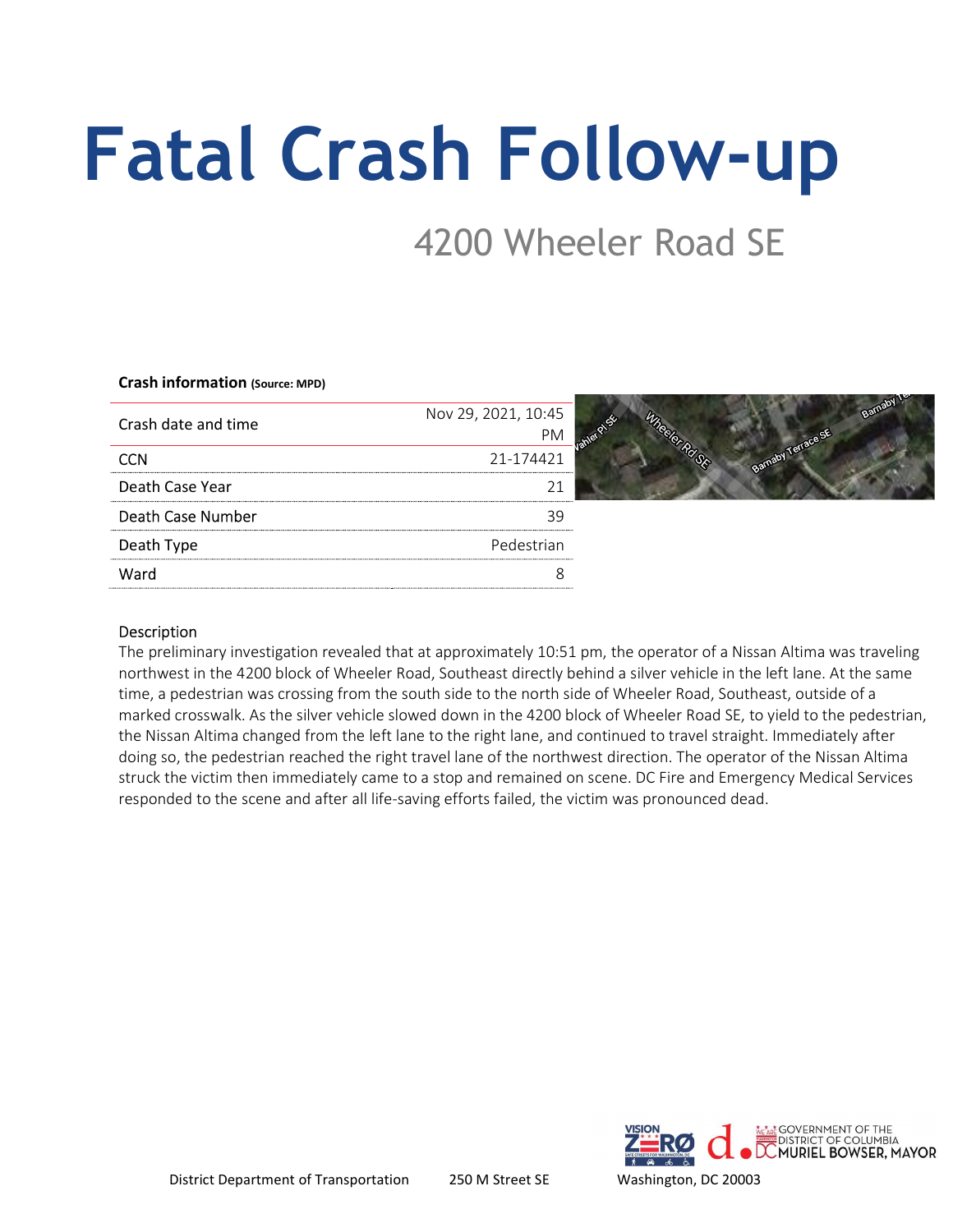# Fatal Crash Follow-up

## 4200 Wheeler Road SE

**Crash information** **(Source: MPD)**

| | |
|---|---|
| Crash date and time | Nov 29, 2021, 10:45 PM |
| CCN | 21-174421 |
| Death Case Year | 21 |
| Death Case Number | 39 |
| Death Type | Pedestrian |
| Ward | 8 |

Description

The preliminary investigation revealed that at approximately 10:51 pm, the operator of a Nissan Altima was traveling northwest in the 4200 block of Wheeler Road, Southeast directly behind a silver vehicle in the left lane. At the same time, a pedestrian was crossing from the south side to the north side of Wheeler Road, Southeast, outside of a marked crosswalk. As the silver vehicle slowed down in the 4200 block of Wheeler Road SE, to yield to the pedestrian, the Nissan Altima changed from the left lane to the right lane, and continued to travel straight. Immediately after doing so, the pedestrian reached the right travel lane of the northwest direction. The operator of the Nissan Altima struck the victim then immediately came to a stop and remained on scene. DC Fire and Emergency Medical Services responded to the scene and after all life-saving efforts failed, the victim was pronounced dead.

District Department of Transportation 250 M Street SE Washington, DC 20003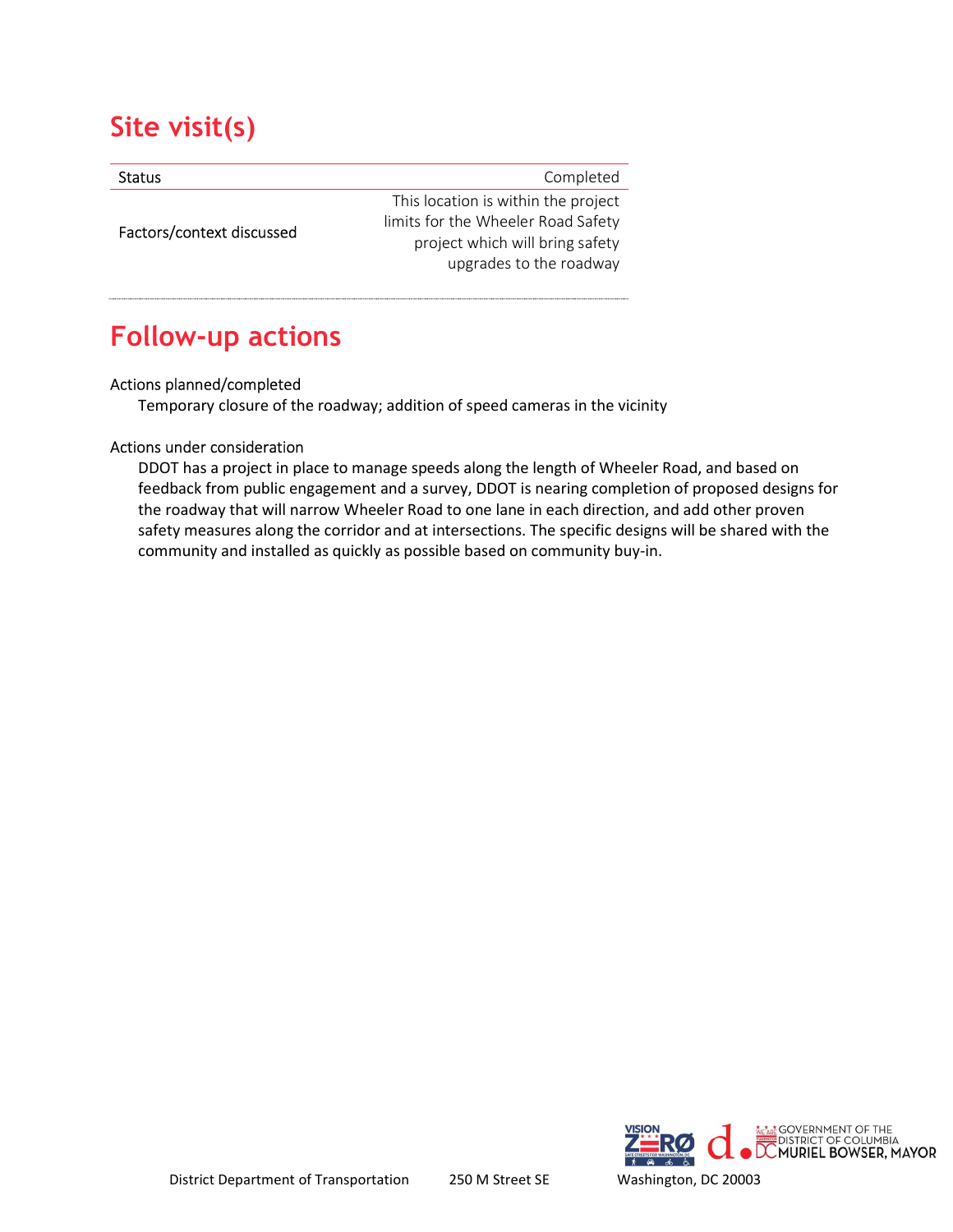## Site visit(s)

| | |
|---|---|
| Status | Completed |
| Factors/context discussed | This location is within the project limits for the Wheeler Road Safety project which will bring safety upgrades to the roadway |

## Follow-up actions

Actions planned/completed

Temporary closure of the roadway; addition of speed cameras in the vicinity

Actions under consideration

DDOT has a project in place to manage speeds along the length of Wheeler Road, and based on feedback from public engagement and a survey, DDOT is nearing completion of proposed designs for the roadway that will narrow Wheeler Road to one lane in each direction, and add other proven safety measures along the corridor and at intersections. The specific designs will be shared with the community and installed as quickly as possible based on community buy-in.